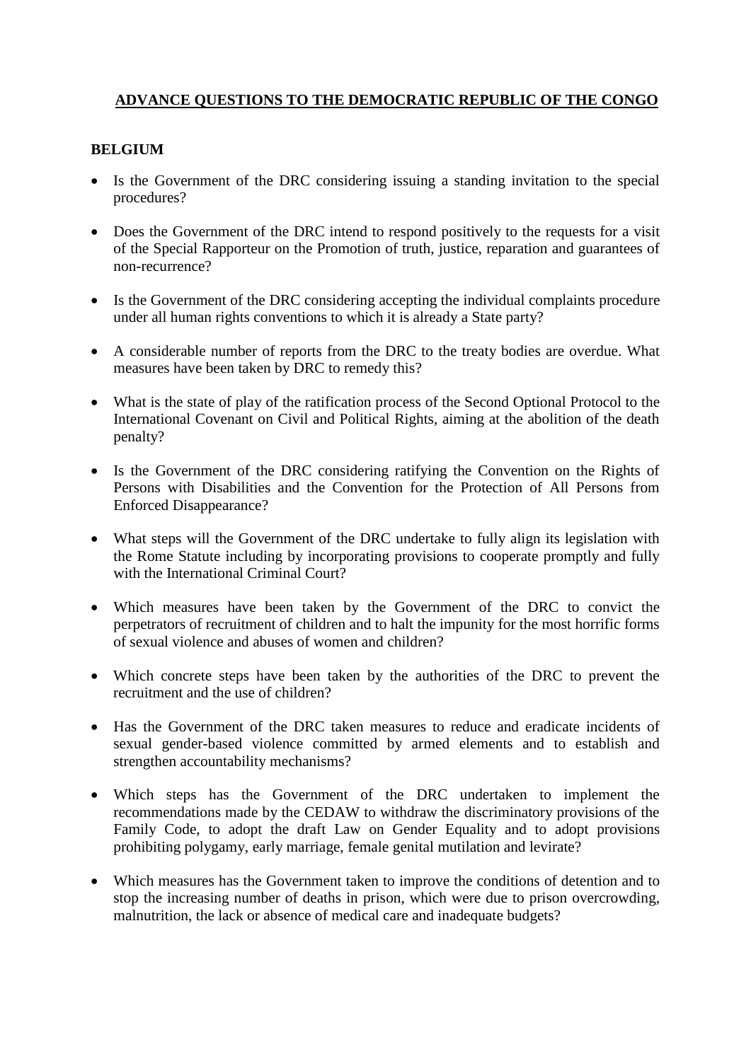# ADVANCE QUESTIONS TO THE DEMOCRATIC REPUBLIC OF THE CONGO

## BELGIUM

- Is the Government of the DRC considering issuing a standing invitation to the special procedures?

- Does the Government of the DRC intend to respond positively to the requests for a visit of the Special Rapporteur on the Promotion of truth, justice, reparation and guarantees of non-recurrence?

- Is the Government of the DRC considering accepting the individual complaints procedure under all human rights conventions to which it is already a State party?

- A considerable number of reports from the DRC to the treaty bodies are overdue. What measures have been taken by DRC to remedy this?

- What is the state of play of the ratification process of the Second Optional Protocol to the International Covenant on Civil and Political Rights, aiming at the abolition of the death penalty?

- Is the Government of the DRC considering ratifying the Convention on the Rights of Persons with Disabilities and the Convention for the Protection of All Persons from Enforced Disappearance?

- What steps will the Government of the DRC undertake to fully align its legislation with the Rome Statute including by incorporating provisions to cooperate promptly and fully with the International Criminal Court?

- Which measures have been taken by the Government of the DRC to convict the perpetrators of recruitment of children and to halt the impunity for the most horrific forms of sexual violence and abuses of women and children?

- Which concrete steps have been taken by the authorities of the DRC to prevent the recruitment and the use of children?

- Has the Government of the DRC taken measures to reduce and eradicate incidents of sexual gender-based violence committed by armed elements and to establish and strengthen accountability mechanisms?

- Which steps has the Government of the DRC undertaken to implement the recommendations made by the CEDAW to withdraw the discriminatory provisions of the Family Code, to adopt the draft Law on Gender Equality and to adopt provisions prohibiting polygamy, early marriage, female genital mutilation and levirate?

- Which measures has the Government taken to improve the conditions of detention and to stop the increasing number of deaths in prison, which were due to prison overcrowding, malnutrition, the lack or absence of medical care and inadequate budgets?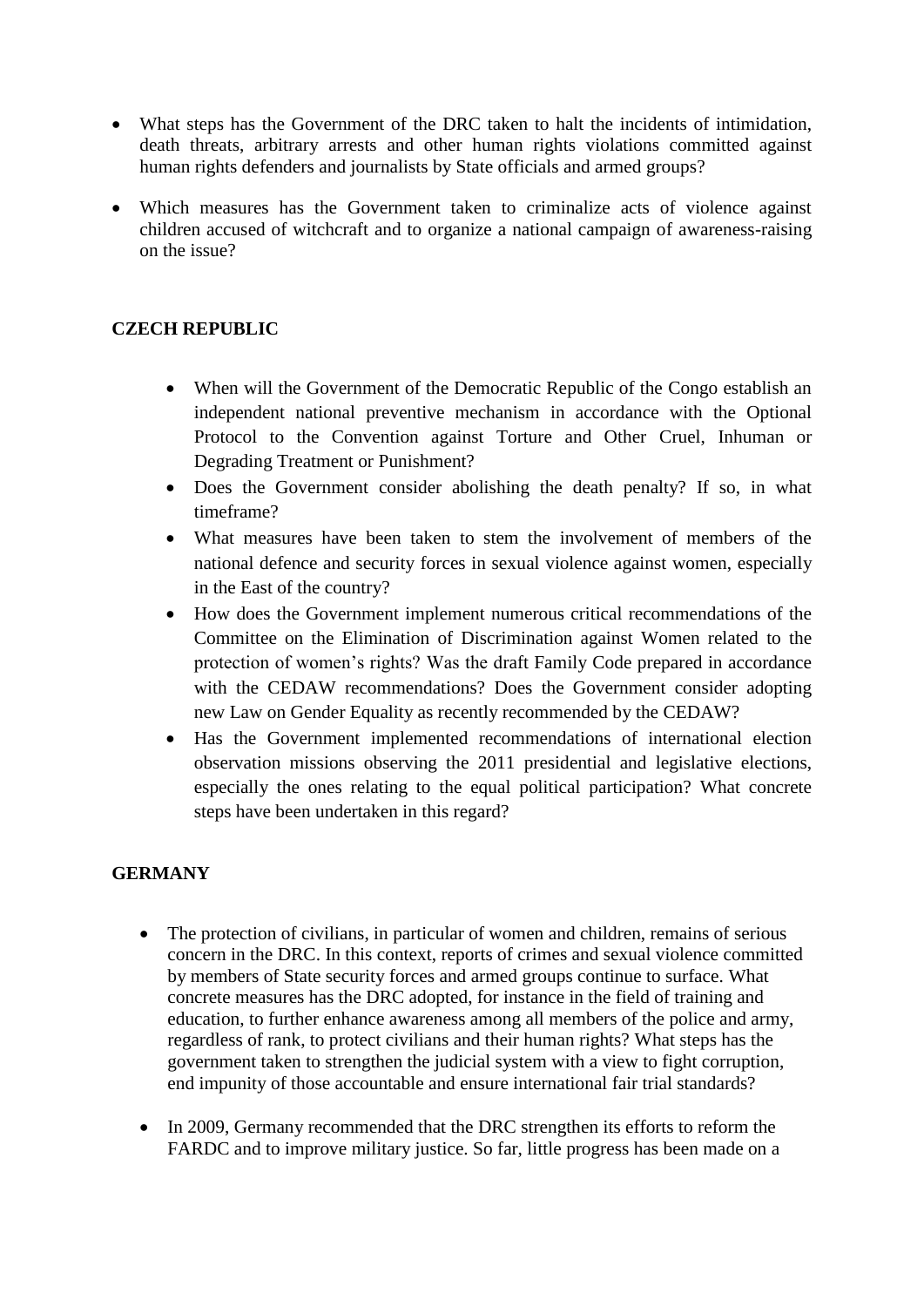- What steps has the Government of the DRC taken to halt the incidents of intimidation, death threats, arbitrary arrests and other human rights violations committed against human rights defenders and journalists by State officials and armed groups?

- Which measures has the Government taken to criminalize acts of violence against children accused of witchcraft and to organize a national campaign of awareness-raising on the issue?

**CZECH REPUBLIC**

- When will the Government of the Democratic Republic of the Congo establish an independent national preventive mechanism in accordance with the Optional Protocol to the Convention against Torture and Other Cruel, Inhuman or Degrading Treatment or Punishment?
- Does the Government consider abolishing the death penalty? If so, in what timeframe?
- What measures have been taken to stem the involvement of members of the national defence and security forces in sexual violence against women, especially in the East of the country?
- How does the Government implement numerous critical recommendations of the Committee on the Elimination of Discrimination against Women related to the protection of women's rights? Was the draft Family Code prepared in accordance with the CEDAW recommendations? Does the Government consider adopting new Law on Gender Equality as recently recommended by the CEDAW?
- Has the Government implemented recommendations of international election observation missions observing the 2011 presidential and legislative elections, especially the ones relating to the equal political participation? What concrete steps have been undertaken in this regard?

**GERMANY**

- The protection of civilians, in particular of women and children, remains of serious concern in the DRC. In this context, reports of crimes and sexual violence committed by members of State security forces and armed groups continue to surface. What concrete measures has the DRC adopted, for instance in the field of training and education, to further enhance awareness among all members of the police and army, regardless of rank, to protect civilians and their human rights? What steps has the government taken to strengthen the judicial system with a view to fight corruption, end impunity of those accountable and ensure international fair trial standards?

- In 2009, Germany recommended that the DRC strengthen its efforts to reform the FARDC and to improve military justice. So far, little progress has been made on a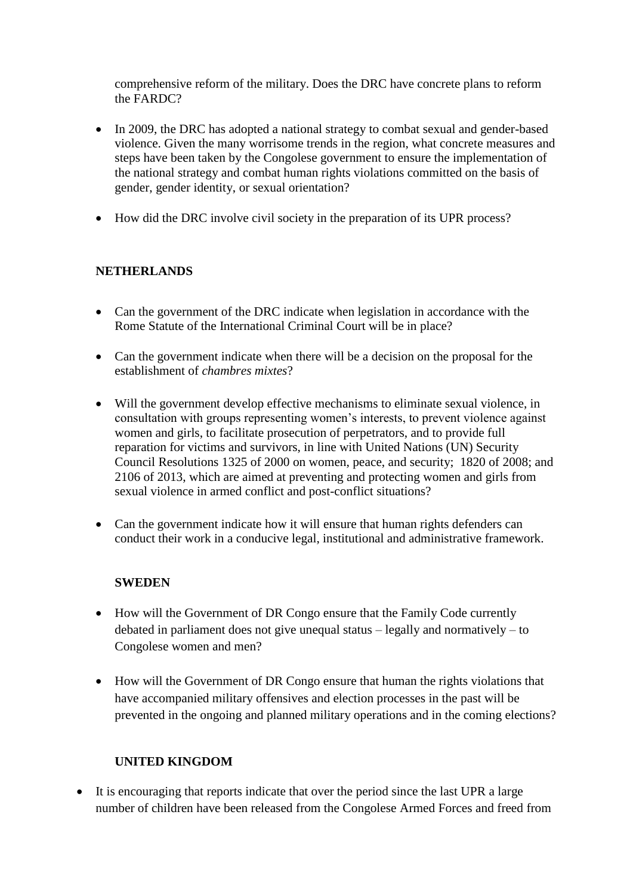comprehensive reform of the military. Does the DRC have concrete plans to reform the FARDC?

- In 2009, the DRC has adopted a national strategy to combat sexual and gender-based violence. Given the many worrisome trends in the region, what concrete measures and steps have been taken by the Congolese government to ensure the implementation of the national strategy and combat human rights violations committed on the basis of gender, gender identity, or sexual orientation?

- How did the DRC involve civil society in the preparation of its UPR process?

**NETHERLANDS**

- Can the government of the DRC indicate when legislation in accordance with the Rome Statute of the International Criminal Court will be in place?

- Can the government indicate when there will be a decision on the proposal for the establishment of *chambres mixtes*?

- Will the government develop effective mechanisms to eliminate sexual violence, in consultation with groups representing women's interests, to prevent violence against women and girls, to facilitate prosecution of perpetrators, and to provide full reparation for victims and survivors, in line with United Nations (UN) Security Council Resolutions 1325 of 2000 on women, peace, and security; 1820 of 2008; and 2106 of 2013, which are aimed at preventing and protecting women and girls from sexual violence in armed conflict and post-conflict situations?

- Can the government indicate how it will ensure that human rights defenders can conduct their work in a conducive legal, institutional and administrative framework.

**SWEDEN**

- How will the Government of DR Congo ensure that the Family Code currently debated in parliament does not give unequal status – legally and normatively – to Congolese women and men?

- How will the Government of DR Congo ensure that human the rights violations that have accompanied military offensives and election processes in the past will be prevented in the ongoing and planned military operations and in the coming elections?

**UNITED KINGDOM**

- It is encouraging that reports indicate that over the period since the last UPR a large number of children have been released from the Congolese Armed Forces and freed from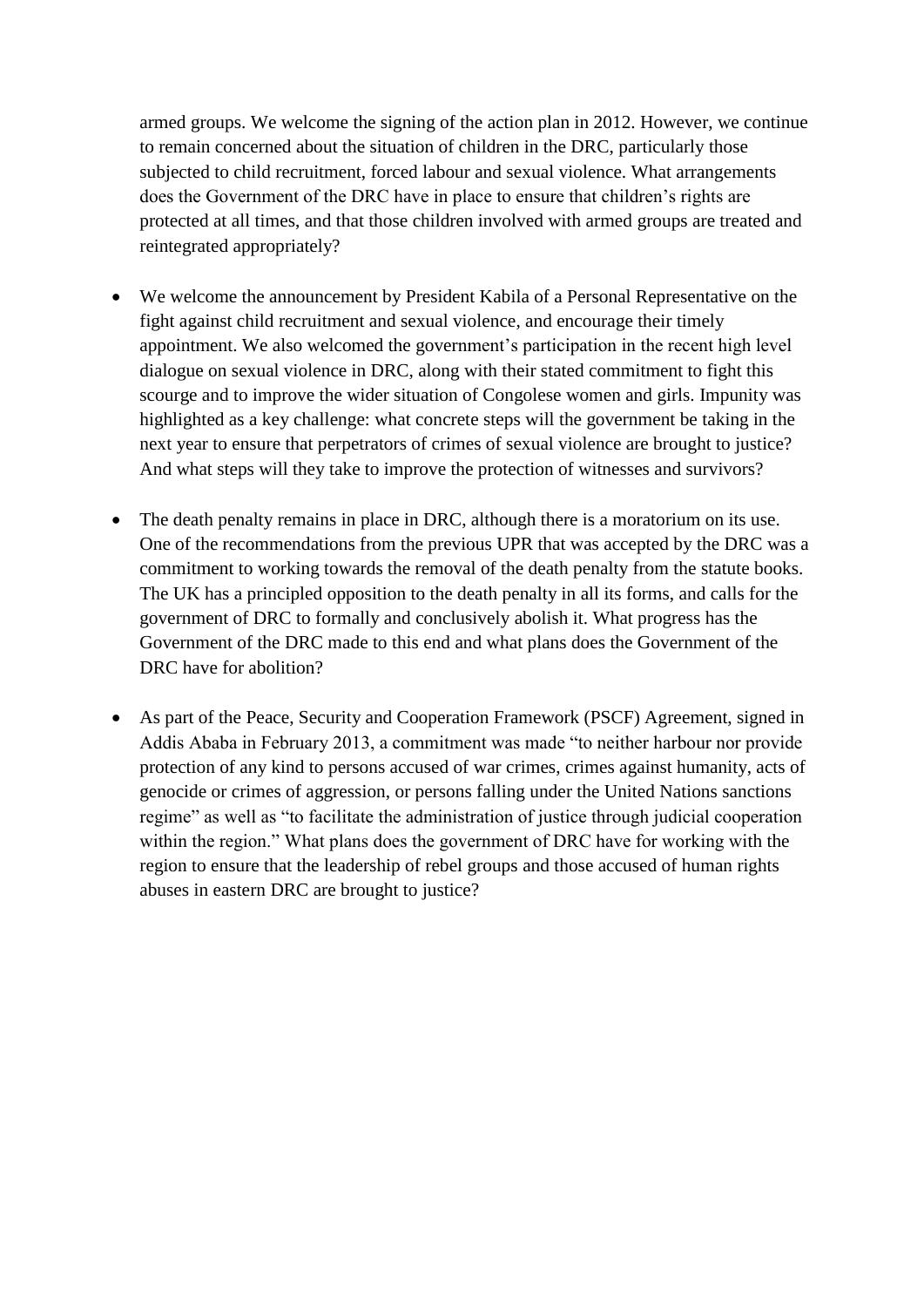armed groups. We welcome the signing of the action plan in 2012. However, we continue to remain concerned about the situation of children in the DRC, particularly those subjected to child recruitment, forced labour and sexual violence. What arrangements does the Government of the DRC have in place to ensure that children's rights are protected at all times, and that those children involved with armed groups are treated and reintegrated appropriately?

- We welcome the announcement by President Kabila of a Personal Representative on the fight against child recruitment and sexual violence, and encourage their timely appointment. We also welcomed the government's participation in the recent high level dialogue on sexual violence in DRC, along with their stated commitment to fight this scourge and to improve the wider situation of Congolese women and girls. Impunity was highlighted as a key challenge: what concrete steps will the government be taking in the next year to ensure that perpetrators of crimes of sexual violence are brought to justice? And what steps will they take to improve the protection of witnesses and survivors?

- The death penalty remains in place in DRC, although there is a moratorium on its use. One of the recommendations from the previous UPR that was accepted by the DRC was a commitment to working towards the removal of the death penalty from the statute books. The UK has a principled opposition to the death penalty in all its forms, and calls for the government of DRC to formally and conclusively abolish it. What progress has the Government of the DRC made to this end and what plans does the Government of the DRC have for abolition?

- As part of the Peace, Security and Cooperation Framework (PSCF) Agreement, signed in Addis Ababa in February 2013, a commitment was made "to neither harbour nor provide protection of any kind to persons accused of war crimes, crimes against humanity, acts of genocide or crimes of aggression, or persons falling under the United Nations sanctions regime" as well as "to facilitate the administration of justice through judicial cooperation within the region." What plans does the government of DRC have for working with the region to ensure that the leadership of rebel groups and those accused of human rights abuses in eastern DRC are brought to justice?